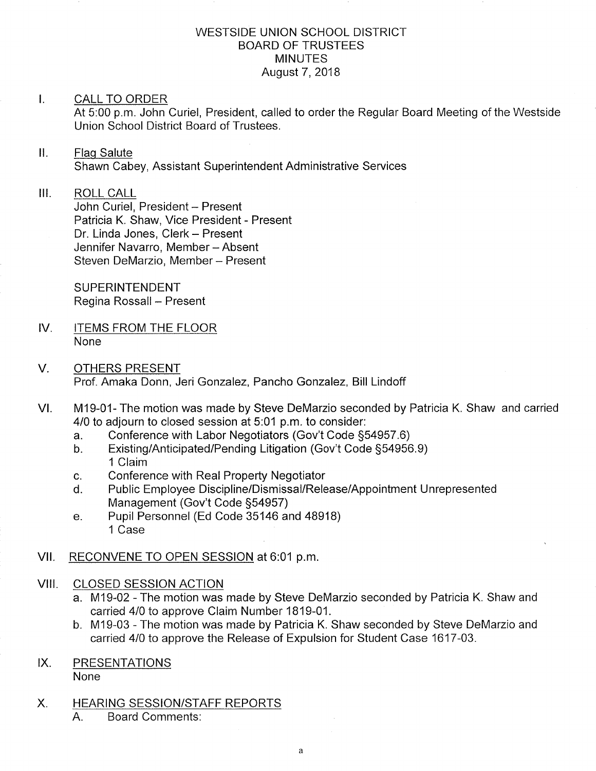# WESTSIDE UNION SCHOOL DISTRICT
## BOARD OF TRUSTEES
## MINUTES
### August 7, 2018

I. CALL TO ORDER

At 5:00 p.m. John Curiel, President, called to order the Regular Board Meeting of the Westside Union School District Board of Trustees.

II. Flag Salute

Shawn Cabey, Assistant Superintendent Administrative Services

III. ROLL CALL

John Curiel, President – Present
Patricia K. Shaw, Vice President - Present
Dr. Linda Jones, Clerk – Present
Jennifer Navarro, Member – Absent
Steven DeMarzio, Member – Present

SUPERINTENDENT
Regina Rossall – Present

IV. ITEMS FROM THE FLOOR

None

V. OTHERS PRESENT

Prof. Amaka Donn, Jeri Gonzalez, Pancho Gonzalez, Bill Lindoff

VI. M19-01- The motion was made by Steve DeMarzio seconded by Patricia K. Shaw and carried 4/0 to adjourn to closed session at 5:01 p.m. to consider:

a. Conference with Labor Negotiators (Gov't Code §54957.6)
b. Existing/Anticipated/Pending Litigation (Gov't Code §54956.9)
   1 Claim
c. Conference with Real Property Negotiator
d. Public Employee Discipline/Dismissal/Release/Appointment Unrepresented Management (Gov't Code §54957)
e. Pupil Personnel (Ed Code 35146 and 48918)
   1 Case

VII. RECONVENE TO OPEN SESSION at 6:01 p.m.

VIII. CLOSED SESSION ACTION

a. M19-02 - The motion was made by Steve DeMarzio seconded by Patricia K. Shaw and carried 4/0 to approve Claim Number 1819-01.
b. M19-03 - The motion was made by Patricia K. Shaw seconded by Steve DeMarzio and carried 4/0 to approve the Release of Expulsion for Student Case 1617-03.

IX. PRESENTATIONS

None

X. HEARING SESSION/STAFF REPORTS

A. Board Comments: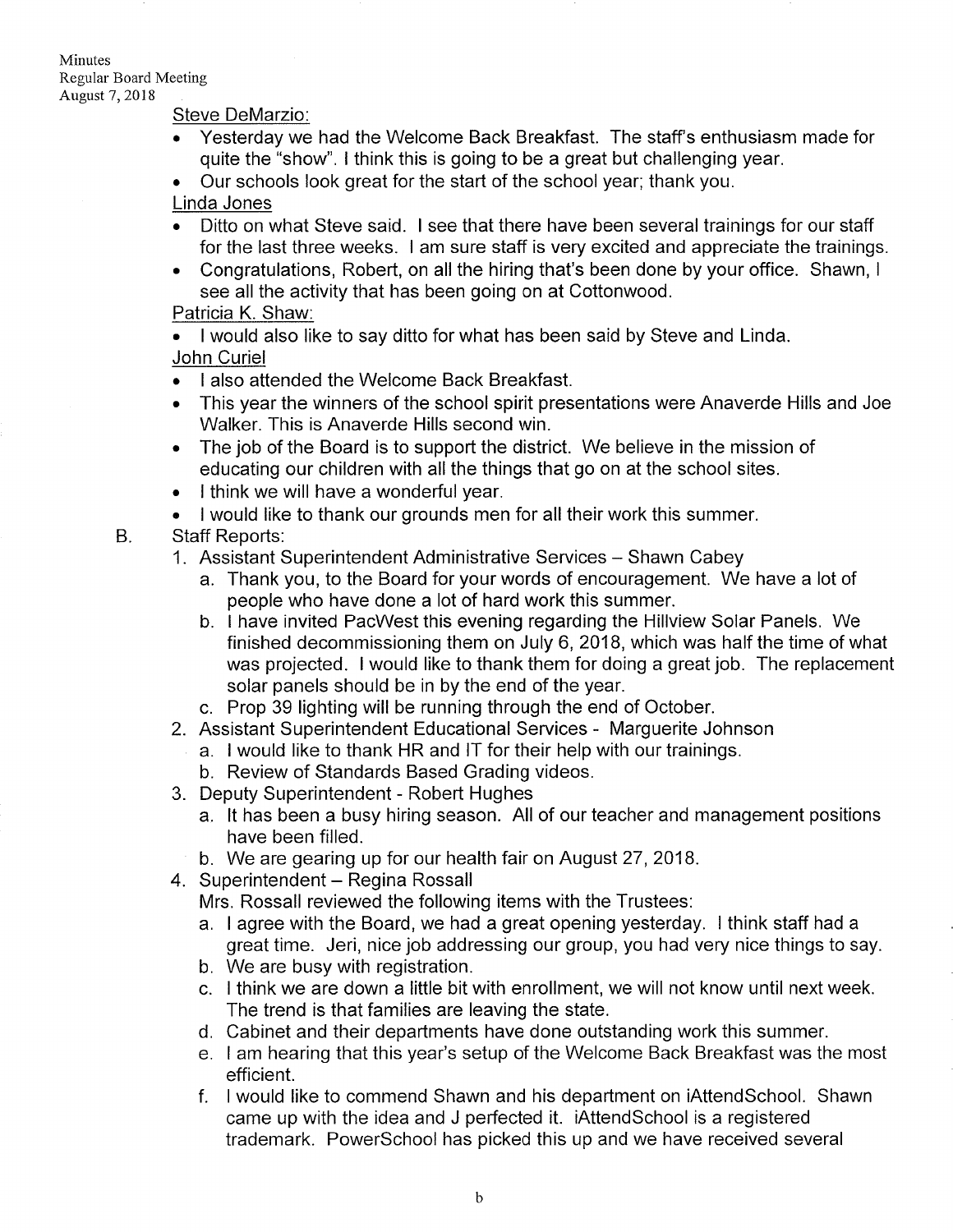Steve DeMarzio:

- Yesterday we had the Welcome Back Breakfast. The staff's enthusiasm made for quite the "show". I think this is going to be a great but challenging year.
- Our schools look great for the start of the school year; thank you.

Linda Jones

- Ditto on what Steve said. I see that there have been several trainings for our staff for the last three weeks. I am sure staff is very excited and appreciate the trainings.
- Congratulations, Robert, on all the hiring that's been done by your office. Shawn, I see all the activity that has been going on at Cottonwood.

Patricia K. Shaw:

- I would also like to say ditto for what has been said by Steve and Linda.

John Curiel

- I also attended the Welcome Back Breakfast.
- This year the winners of the school spirit presentations were Anaverde Hills and Joe Walker. This is Anaverde Hills second win.
- The job of the Board is to support the district. We believe in the mission of educating our children with all the things that go on at the school sites.
- I think we will have a wonderful year.
- I would like to thank our grounds men for all their work this summer.

B. Staff Reports:

1. Assistant Superintendent Administrative Services – Shawn Cabey
   a. Thank you, to the Board for your words of encouragement. We have a lot of people who have done a lot of hard work this summer.
   b. I have invited PacWest this evening regarding the Hillview Solar Panels. We finished decommissioning them on July 6, 2018, which was half the time of what was projected. I would like to thank them for doing a great job. The replacement solar panels should be in by the end of the year.
   c. Prop 39 lighting will be running through the end of October.
2. Assistant Superintendent Educational Services - Marguerite Johnson
   a. I would like to thank HR and IT for their help with our trainings.
   b. Review of Standards Based Grading videos.
3. Deputy Superintendent - Robert Hughes
   a. It has been a busy hiring season. All of our teacher and management positions have been filled.
   b. We are gearing up for our health fair on August 27, 2018.
4. Superintendent – Regina Rossall
   Mrs. Rossall reviewed the following items with the Trustees:
   a. I agree with the Board, we had a great opening yesterday. I think staff had a great time. Jeri, nice job addressing our group, you had very nice things to say.
   b. We are busy with registration.
   c. I think we are down a little bit with enrollment, we will not know until next week. The trend is that families are leaving the state.
   d. Cabinet and their departments have done outstanding work this summer.
   e. I am hearing that this year's setup of the Welcome Back Breakfast was the most efficient.
   f. I would like to commend Shawn and his department on iAttendSchool. Shawn came up with the idea and J perfected it. iAttendSchool is a registered trademark. PowerSchool has picked this up and we have received several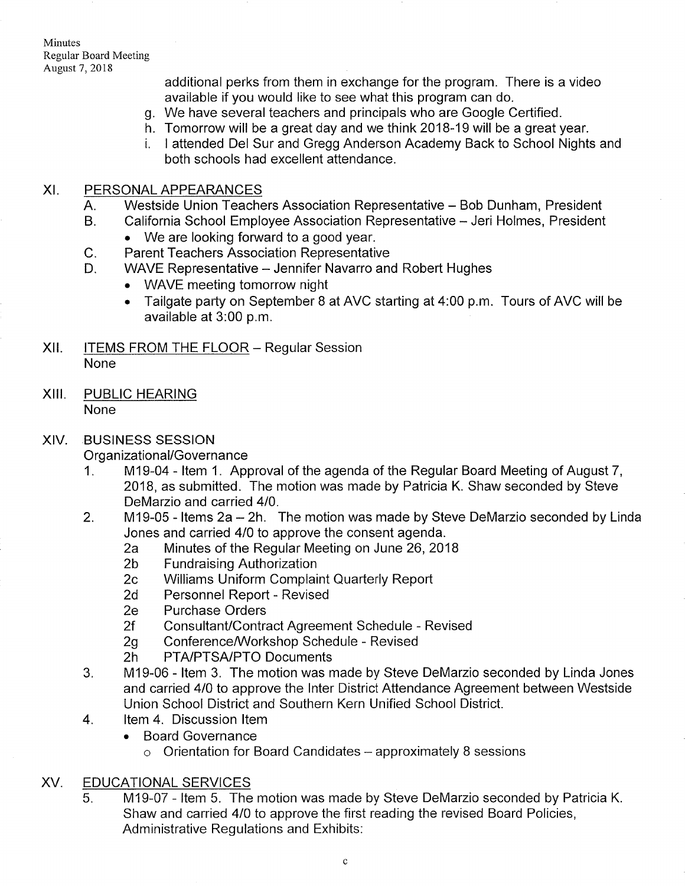additional perks from them in exchange for the program. There is a video available if you would like to see what this program can do.

g. We have several teachers and principals who are Google Certified.
h. Tomorrow will be a great day and we think 2018-19 will be a great year.
i. I attended Del Sur and Gregg Anderson Academy Back to School Nights and both schools had excellent attendance.

## XI. PERSONAL APPEARANCES

A. Westside Union Teachers Association Representative – Bob Dunham, President

B. California School Employee Association Representative – Jeri Holmes, President
- We are looking forward to a good year.

C. Parent Teachers Association Representative

D. WAVE Representative – Jennifer Navarro and Robert Hughes
- WAVE meeting tomorrow night
- Tailgate party on September 8 at AVC starting at 4:00 p.m. Tours of AVC will be available at 3:00 p.m.

## XII. ITEMS FROM THE FLOOR – Regular Session

None

## XIII. PUBLIC HEARING

None

## XIV. BUSINESS SESSION

Organizational/Governance

1. M19-04 - Item 1. Approval of the agenda of the Regular Board Meeting of August 7, 2018, as submitted. The motion was made by Patricia K. Shaw seconded by Steve DeMarzio and carried 4/0.
2. M19-05 - Items 2a – 2h. The motion was made by Steve DeMarzio seconded by Linda Jones and carried 4/0 to approve the consent agenda.
   - 2a Minutes of the Regular Meeting on June 26, 2018
   - 2b Fundraising Authorization
   - 2c Williams Uniform Complaint Quarterly Report
   - 2d Personnel Report - Revised
   - 2e Purchase Orders
   - 2f Consultant/Contract Agreement Schedule - Revised
   - 2g Conference/Workshop Schedule - Revised
   - 2h PTA/PTSA/PTO Documents
3. M19-06 - Item 3. The motion was made by Steve DeMarzio seconded by Linda Jones and carried 4/0 to approve the Inter District Attendance Agreement between Westside Union School District and Southern Kern Unified School District.
4. Item 4. Discussion Item
   - Board Governance
     - Orientation for Board Candidates – approximately 8 sessions

## XV. EDUCATIONAL SERVICES

5. M19-07 - Item 5. The motion was made by Steve DeMarzio seconded by Patricia K. Shaw and carried 4/0 to approve the first reading the revised Board Policies, Administrative Regulations and Exhibits: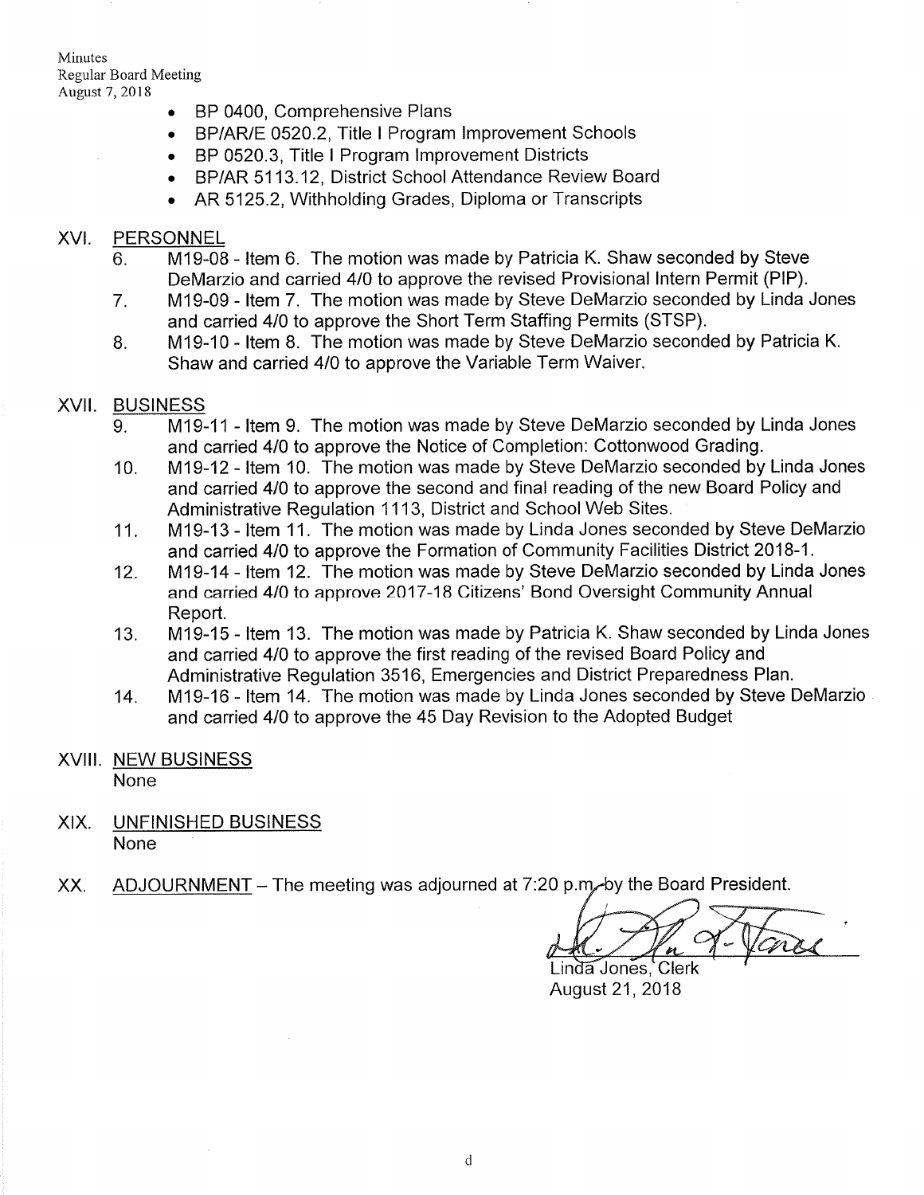- BP 0400, Comprehensive Plans
- BP/AR/E 0520.2, Title I Program Improvement Schools
- BP 0520.3, Title I Program Improvement Districts
- BP/AR 5113.12, District School Attendance Review Board
- AR 5125.2, Withholding Grades, Diploma or Transcripts

## XVI. PERSONNEL

6. M19-08 - Item 6. The motion was made by Patricia K. Shaw seconded by Steve DeMarzio and carried 4/0 to approve the revised Provisional Intern Permit (PIP).
7. M19-09 - Item 7. The motion was made by Steve DeMarzio seconded by Linda Jones and carried 4/0 to approve the Short Term Staffing Permits (STSP).
8. M19-10 - Item 8. The motion was made by Steve DeMarzio seconded by Patricia K. Shaw and carried 4/0 to approve the Variable Term Waiver.

## XVII. BUSINESS

9. M19-11 - Item 9. The motion was made by Steve DeMarzio seconded by Linda Jones and carried 4/0 to approve the Notice of Completion: Cottonwood Grading.
10. M19-12 - Item 10. The motion was made by Steve DeMarzio seconded by Linda Jones and carried 4/0 to approve the second and final reading of the new Board Policy and Administrative Regulation 1113, District and School Web Sites.
11. M19-13 - Item 11. The motion was made by Linda Jones seconded by Steve DeMarzio and carried 4/0 to approve the Formation of Community Facilities District 2018-1.
12. M19-14 - Item 12. The motion was made by Steve DeMarzio seconded by Linda Jones and carried 4/0 to approve 2017-18 Citizens' Bond Oversight Community Annual Report.
13. M19-15 - Item 13. The motion was made by Patricia K. Shaw seconded by Linda Jones and carried 4/0 to approve the first reading of the revised Board Policy and Administrative Regulation 3516, Emergencies and District Preparedness Plan.
14. M19-16 - Item 14. The motion was made by Linda Jones seconded by Steve DeMarzio and carried 4/0 to approve the 45 Day Revision to the Adopted Budget

## XVIII. NEW BUSINESS

None

## XIX. UNFINISHED BUSINESS

None

## XX. ADJOURNMENT – The meeting was adjourned at 7:20 p.m. by the Board President.

Linda Jones, Clerk
August 21, 2018